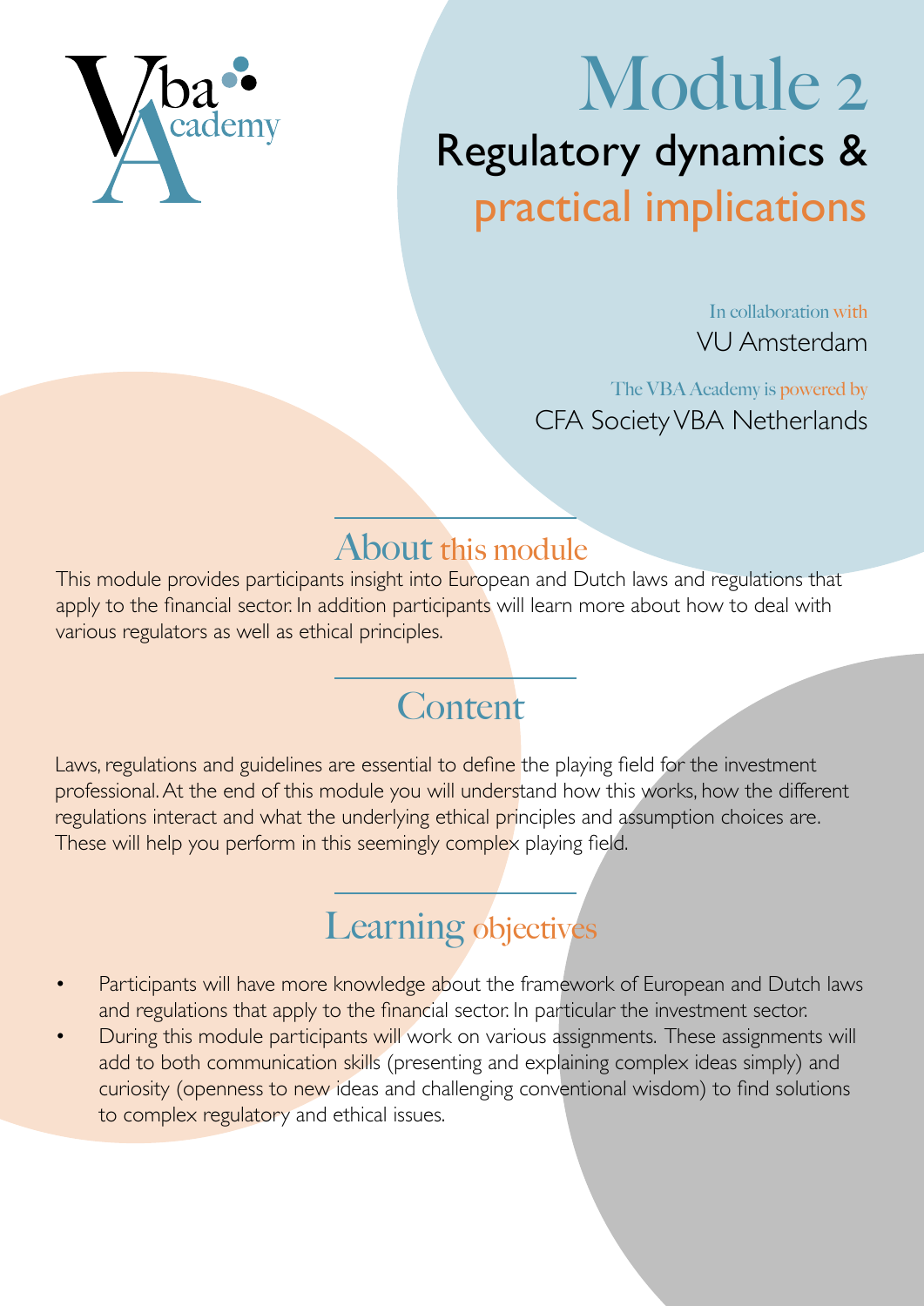Vba Academy

# Module 2

## Regulatory dynamics & practical implications

In collaboration with
VU Amsterdam

The VBA Academy is powered by
CFA Society VBA Netherlands

## About this module

This module provides participants insight into European and Dutch laws and regulations that apply to the financial sector. In addition participants will learn more about how to deal with various regulators as well as ethical principles.

## Content

Laws, regulations and guidelines are essential to define the playing field for the investment professional. At the end of this module you will understand how this works, how the different regulations interact and what the underlying ethical principles and assumption choices are. These will help you perform in this seemingly complex playing field.

## Learning objectives

- Participants will have more knowledge about the framework of European and Dutch laws and regulations that apply to the financial sector. In particular the investment sector.
- During this module participants will work on various assignments. These assignments will add to both communication skills (presenting and explaining complex ideas simply) and curiosity (openness to new ideas and challenging conventional wisdom) to find solutions to complex regulatory and ethical issues.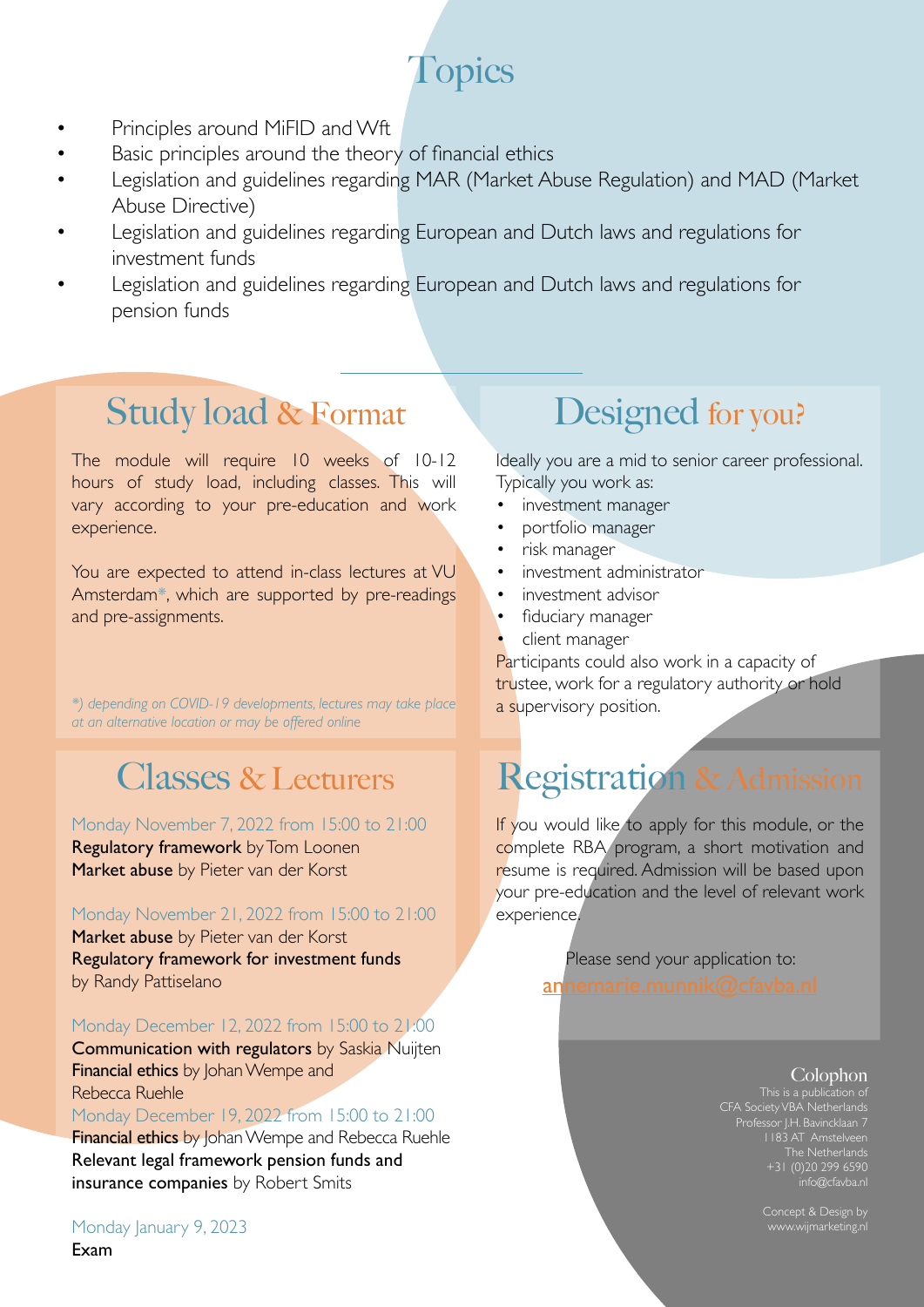# Topics

- Principles around MiFID and Wft
- Basic principles around the theory of financial ethics
- Legislation and guidelines regarding MAR (Market Abuse Regulation) and MAD (Market Abuse Directive)
- Legislation and guidelines regarding European and Dutch laws and regulations for investment funds
- Legislation and guidelines regarding European and Dutch laws and regulations for pension funds

## Study load & Format

The module will require 10 weeks of 10-12 hours of study load, including classes. This will vary according to your pre-education and work experience.

You are expected to attend in-class lectures at VU Amsterdam*, which are supported by pre-readings and pre-assignments.

*\*) depending on COVID-19 developments, lectures may take place at an alternative location or may be offered online*

## Designed for you?

Ideally you are a mid to senior career professional. Typically you work as:

- investment manager
- portfolio manager
- risk manager
- investment administrator
- investment advisor
- fiduciary manager
- client manager

Participants could also work in a capacity of trustee, work for a regulatory authority or hold a supervisory position.

## Classes & Lecturers

Monday November 7, 2022 from 15:00 to 21:00
**Regulatory framework** by Tom Loonen
**Market abuse** by Pieter van der Korst

Monday November 21, 2022 from 15:00 to 21:00
**Market abuse** by Pieter van der Korst
**Regulatory framework for investment funds** by Randy Pattiselano

Monday December 12, 2022 from 15:00 to 21:00
**Communication with regulators** by Saskia Nuijten
**Financial ethics** by Johan Wempe and Rebecca Ruehle

Monday December 19, 2022 from 15:00 to 21:00
**Financial ethics** by Johan Wempe and Rebecca Ruehle
**Relevant legal framework pension funds and insurance companies** by Robert Smits

Monday January 9, 2023
**Exam**

## Registration & Admission

If you would like to apply for this module, or the complete RBA program, a short motivation and resume is required. Admission will be based upon your pre-education and the level of relevant work experience.

Please send your application to:
annemarie.munnik@cfavba.nl

### Colophon

This is a publication of
CFA Society VBA Netherlands
Professor J.H. Bavincklaan 7
1183 AT Amstelveen
The Netherlands
+31 (0)20 299 6590
info@cfavba.nl

Concept & Design by
www.wijmarketing.nl